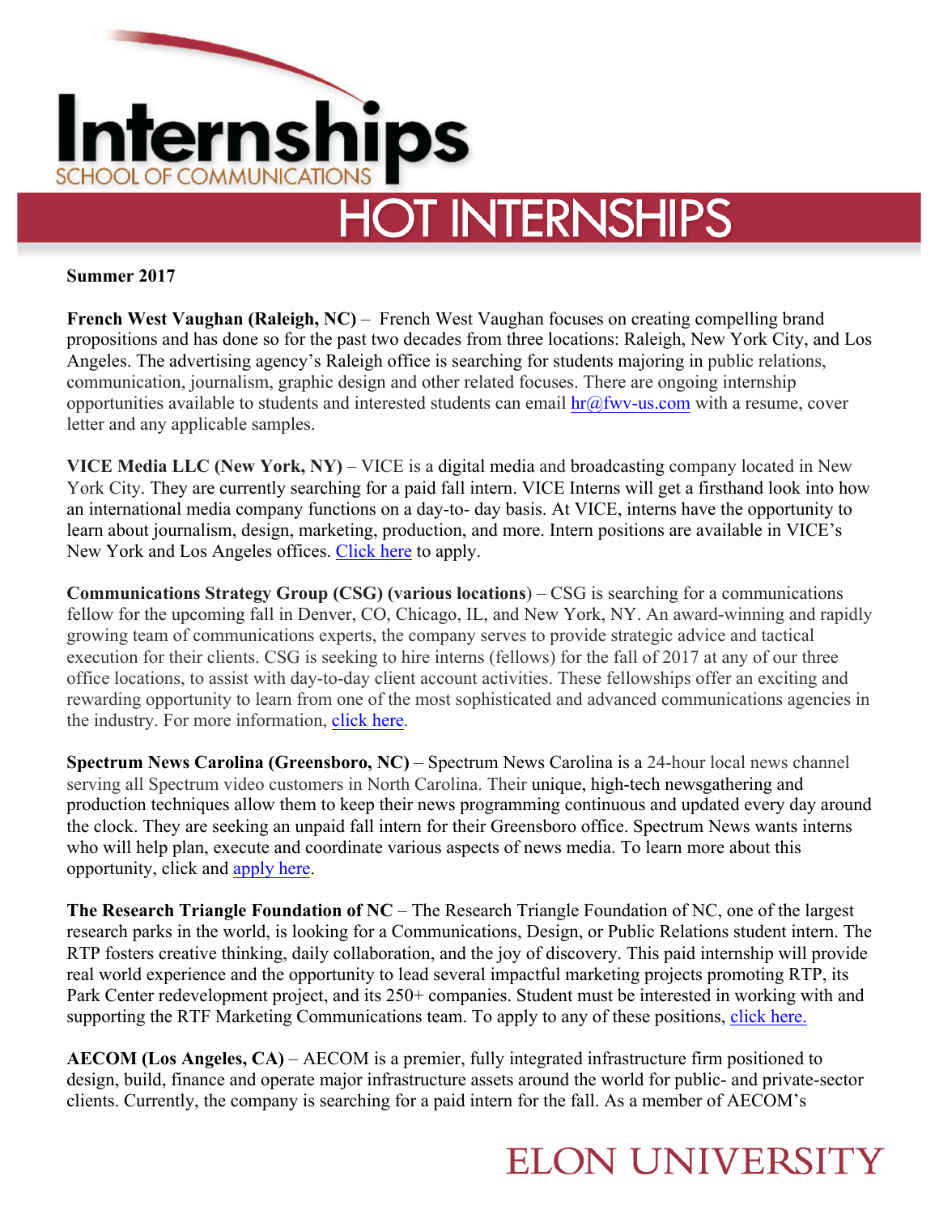# Internships

## SCHOOL OF COMMUNICATIONS

# HOT INTERNSHIPS

**Summer 2017**

**French West Vaughan (Raleigh, NC)** – French West Vaughan focuses on creating compelling brand propositions and has done so for the past two decades from three locations: Raleigh, New York City, and Los Angeles. The advertising agency's Raleigh office is searching for students majoring in public relations, communication, journalism, graphic design and other related focuses. There are ongoing internship opportunities available to students and interested students can email hr@fwv-us.com with a resume, cover letter and any applicable samples.

**VICE Media LLC (New York, NY)** – VICE is a digital media and broadcasting company located in New York City. They are currently searching for a paid fall intern. VICE Interns will get a firsthand look into how an international media company functions on a day-to- day basis. At VICE, interns have the opportunity to learn about journalism, design, marketing, production, and more. Intern positions are available in VICE's New York and Los Angeles offices. Click here to apply.

**Communications Strategy Group (CSG) (various locations)** – CSG is searching for a communications fellow for the upcoming fall in Denver, CO, Chicago, IL, and New York, NY. An award-winning and rapidly growing team of communications experts, the company serves to provide strategic advice and tactical execution for their clients. CSG is seeking to hire interns (fellows) for the fall of 2017 at any of our three office locations, to assist with day-to-day client account activities. These fellowships offer an exciting and rewarding opportunity to learn from one of the most sophisticated and advanced communications agencies in the industry. For more information, click here.

**Spectrum News Carolina (Greensboro, NC)** – Spectrum News Carolina is a 24-hour local news channel serving all Spectrum video customers in North Carolina. Their unique, high-tech newsgathering and production techniques allow them to keep their news programming continuous and updated every day around the clock. They are seeking an unpaid fall intern for their Greensboro office. Spectrum News wants interns who will help plan, execute and coordinate various aspects of news media. To learn more about this opportunity, click and apply here.

**The Research Triangle Foundation of NC** – The Research Triangle Foundation of NC, one of the largest research parks in the world, is looking for a Communications, Design, or Public Relations student intern. The RTP fosters creative thinking, daily collaboration, and the joy of discovery. This paid internship will provide real world experience and the opportunity to lead several impactful marketing projects promoting RTP, its Park Center redevelopment project, and its 250+ companies. Student must be interested in working with and supporting the RTF Marketing Communications team. To apply to any of these positions, click here.

**AECOM (Los Angeles, CA)** – AECOM is a premier, fully integrated infrastructure firm positioned to design, build, finance and operate major infrastructure assets around the world for public- and private-sector clients. Currently, the company is searching for a paid intern for the fall. As a member of AECOM's

ELON UNIVERSITY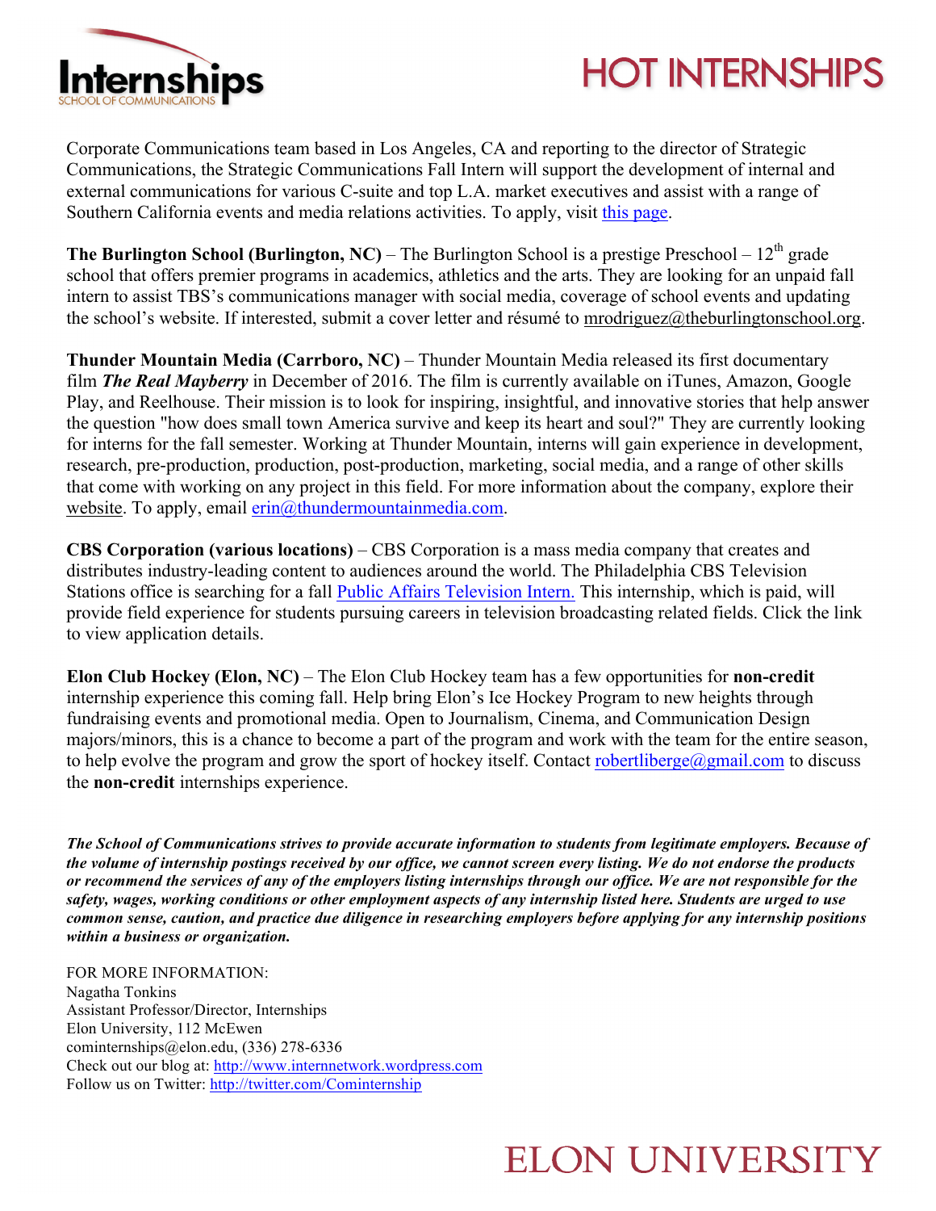Corporate Communications team based in Los Angeles, CA and reporting to the director of Strategic Communications, the Strategic Communications Fall Intern will support the development of internal and external communications for various C-suite and top L.A. market executives and assist with a range of Southern California events and media relations activities. To apply, visit this page.

**The Burlington School (Burlington, NC)** – The Burlington School is a prestige Preschool – 12th grade school that offers premier programs in academics, athletics and the arts. They are looking for an unpaid fall intern to assist TBS's communications manager with social media, coverage of school events and updating the school's website. If interested, submit a cover letter and résumé to mrodriguez@theburlingtonschool.org.

**Thunder Mountain Media (Carrboro, NC)** – Thunder Mountain Media released its first documentary film ***The Real Mayberry*** in December of 2016. The film is currently available on iTunes, Amazon, Google Play, and Reelhouse. Their mission is to look for inspiring, insightful, and innovative stories that help answer the question "how does small town America survive and keep its heart and soul?" They are currently looking for interns for the fall semester. Working at Thunder Mountain, interns will gain experience in development, research, pre-production, production, post-production, marketing, social media, and a range of other skills that come with working on any project in this field. For more information about the company, explore their website. To apply, email erin@thundermountainmedia.com.

**CBS Corporation (various locations)** – CBS Corporation is a mass media company that creates and distributes industry-leading content to audiences around the world. The Philadelphia CBS Television Stations office is searching for a fall Public Affairs Television Intern. This internship, which is paid, will provide field experience for students pursuing careers in television broadcasting related fields. Click the link to view application details.

**Elon Club Hockey (Elon, NC)** – The Elon Club Hockey team has a few opportunities for **non-credit** internship experience this coming fall. Help bring Elon's Ice Hockey Program to new heights through fundraising events and promotional media. Open to Journalism, Cinema, and Communication Design majors/minors, this is a chance to become a part of the program and work with the team for the entire season, to help evolve the program and grow the sport of hockey itself. Contact robertliberge@gmail.com to discuss the **non-credit** internships experience.

***The School of Communications strives to provide accurate information to students from legitimate employers. Because of the volume of internship postings received by our office, we cannot screen every listing. We do not endorse the products or recommend the services of any of the employers listing internships through our office. We are not responsible for the safety, wages, working conditions or other employment aspects of any internship listed here. Students are urged to use common sense, caution, and practice due diligence in researching employers before applying for any internship positions within a business or organization.***

FOR MORE INFORMATION:
Nagatha Tonkins
Assistant Professor/Director, Internships
Elon University, 112 McEwen
cominternships@elon.edu, (336) 278-6336
Check out our blog at: http://www.internnetwork.wordpress.com
Follow us on Twitter: http://twitter.com/Cominternship